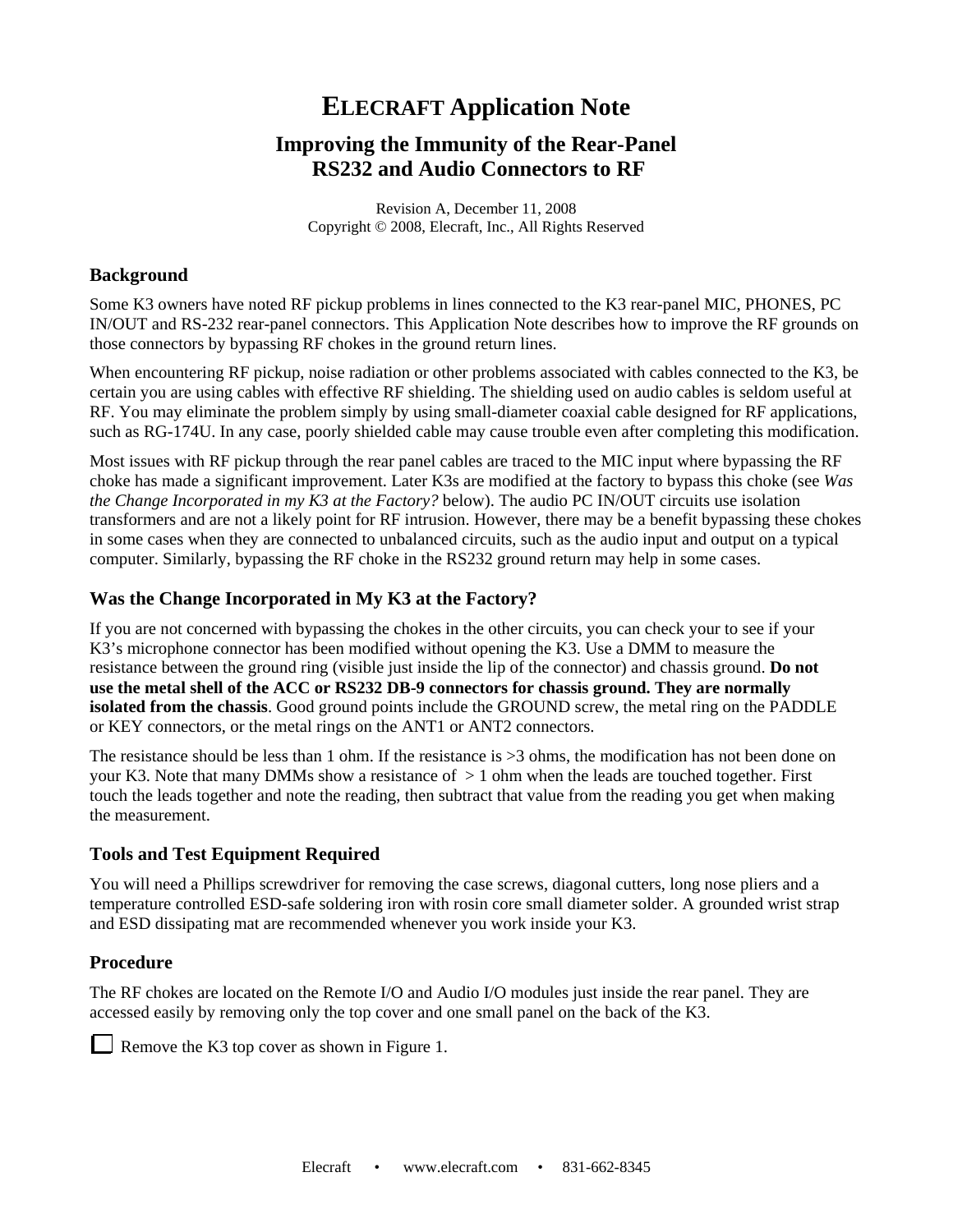# ELECRAFT Application Note

## Improving the Immunity of the Rear-Panel RS232 and Audio Connectors to RF

Revision A, December 11, 2008
Copyright © 2008, Elecraft, Inc., All Rights Reserved

### Background

Some K3 owners have noted RF pickup problems in lines connected to the K3 rear-panel MIC, PHONES, PC IN/OUT and RS-232 rear-panel connectors. This Application Note describes how to improve the RF grounds on those connectors by bypassing RF chokes in the ground return lines.

When encountering RF pickup, noise radiation or other problems associated with cables connected to the K3, be certain you are using cables with effective RF shielding. The shielding used on audio cables is seldom useful at RF. You may eliminate the problem simply by using small-diameter coaxial cable designed for RF applications, such as RG-174U. In any case, poorly shielded cable may cause trouble even after completing this modification.

Most issues with RF pickup through the rear panel cables are traced to the MIC input where bypassing the RF choke has made a significant improvement. Later K3s are modified at the factory to bypass this choke (see *Was the Change Incorporated in my K3 at the Factory?* below). The audio PC IN/OUT circuits use isolation transformers and are not a likely point for RF intrusion. However, there may be a benefit bypassing these chokes in some cases when they are connected to unbalanced circuits, such as the audio input and output on a typical computer. Similarly, bypassing the RF choke in the RS232 ground return may help in some cases.

### Was the Change Incorporated in My K3 at the Factory?

If you are not concerned with bypassing the chokes in the other circuits, you can check your to see if your K3's microphone connector has been modified without opening the K3. Use a DMM to measure the resistance between the ground ring (visible just inside the lip of the connector) and chassis ground. **Do not use the metal shell of the ACC or RS232 DB-9 connectors for chassis ground. They are normally isolated from the chassis**. Good ground points include the GROUND screw, the metal ring on the PADDLE or KEY connectors, or the metal rings on the ANT1 or ANT2 connectors.

The resistance should be less than 1 ohm. If the resistance is >3 ohms, the modification has not been done on your K3. Note that many DMMs show a resistance of > 1 ohm when the leads are touched together. First touch the leads together and note the reading, then subtract that value from the reading you get when making the measurement.

### Tools and Test Equipment Required

You will need a Phillips screwdriver for removing the case screws, diagonal cutters, long nose pliers and a temperature controlled ESD-safe soldering iron with rosin core small diameter solder. A grounded wrist strap and ESD dissipating mat are recommended whenever you work inside your K3.

### Procedure

The RF chokes are located on the Remote I/O and Audio I/O modules just inside the rear panel. They are accessed easily by removing only the top cover and one small panel on the back of the K3.

☐ Remove the K3 top cover as shown in Figure 1.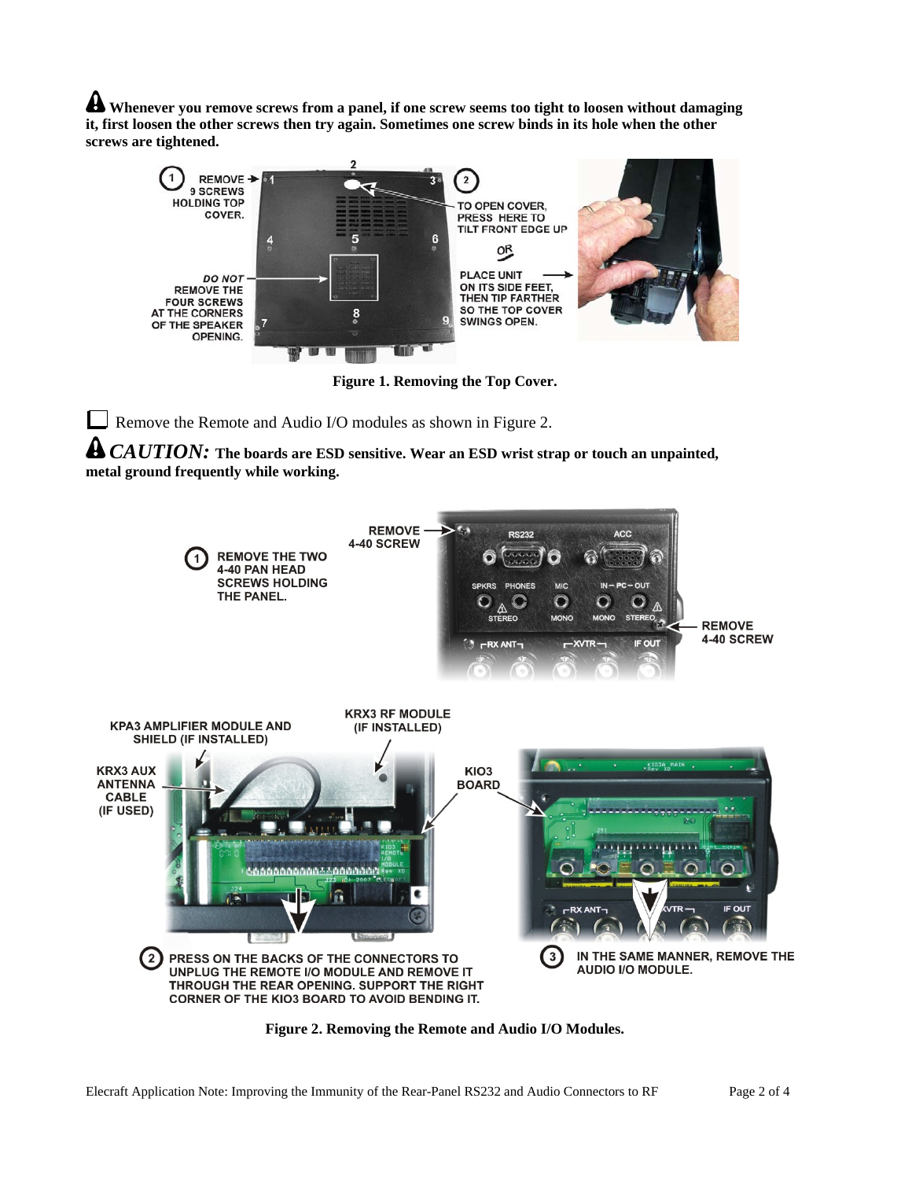**Whenever you remove screws from a panel, if one screw seems too tight to loosen without damaging it, first loosen the other screws then try again. Sometimes one screw binds in its hole when the other screws are tightened.**

**Figure 1. Removing the Top Cover.**

☐ Remove the Remote and Audio I/O modules as shown in Figure 2.

***CAUTION:*** **The boards are ESD sensitive. Wear an ESD wrist strap or touch an unpainted, metal ground frequently while working.**

**Figure 2. Removing the Remote and Audio I/O Modules.**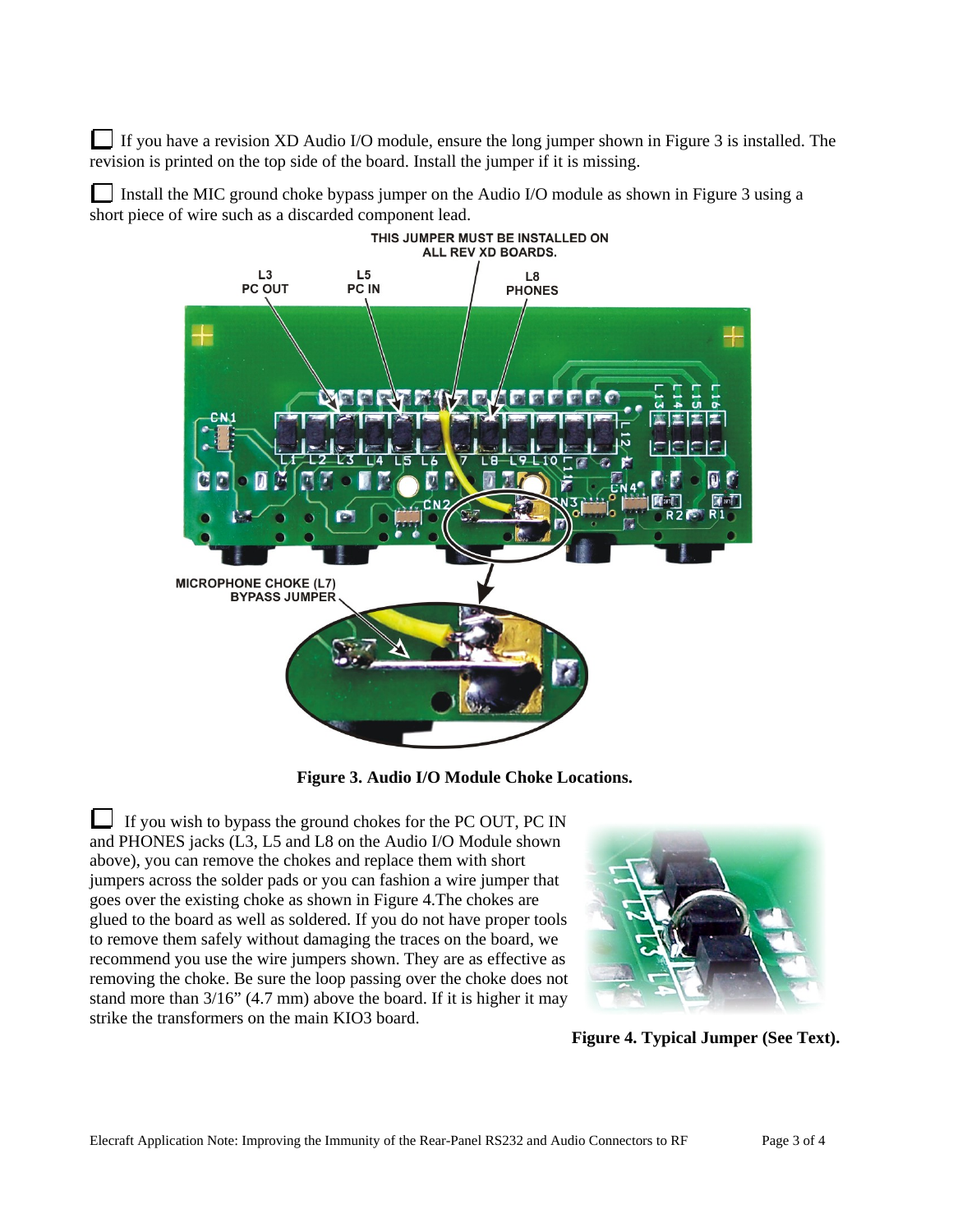☐ If you have a revision XD Audio I/O module, ensure the long jumper shown in Figure 3 is installed. The revision is printed on the top side of the board. Install the jumper if it is missing.

☐ Install the MIC ground choke bypass jumper on the Audio I/O module as shown in Figure 3 using a short piece of wire such as a discarded component lead.

**Figure 3. Audio I/O Module Choke Locations.**

☐ If you wish to bypass the ground chokes for the PC OUT, PC IN and PHONES jacks (L3, L5 and L8 on the Audio I/O Module shown above), you can remove the chokes and replace them with short jumpers across the solder pads or you can fashion a wire jumper that goes over the existing choke as shown in Figure 4.The chokes are glued to the board as well as soldered. If you do not have proper tools to remove them safely without damaging the traces on the board, we recommend you use the wire jumpers shown. They are as effective as removing the choke. Be sure the loop passing over the choke does not stand more than 3/16" (4.7 mm) above the board. If it is higher it may strike the transformers on the main KIO3 board.

**Figure 4. Typical Jumper (See Text).**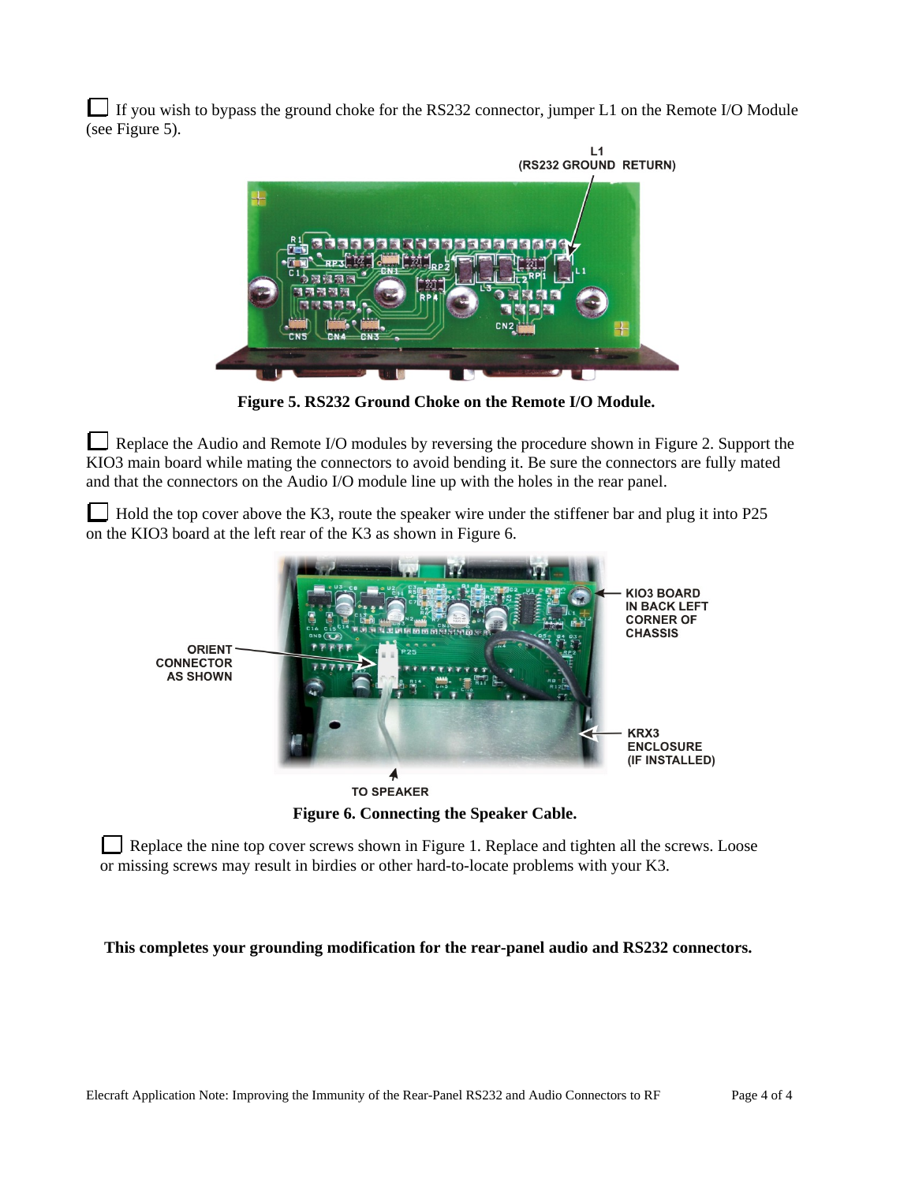☐ If you wish to bypass the ground choke for the RS232 connector, jumper L1 on the Remote I/O Module (see Figure 5).

L1
(RS232 GROUND RETURN)

**Figure 5. RS232 Ground Choke on the Remote I/O Module.**

☐ Replace the Audio and Remote I/O modules by reversing the procedure shown in Figure 2. Support the KIO3 main board while mating the connectors to avoid bending it. Be sure the connectors are fully mated and that the connectors on the Audio I/O module line up with the holes in the rear panel.

☐ Hold the top cover above the K3, route the speaker wire under the stiffener bar and plug it into P25 on the KIO3 board at the left rear of the K3 as shown in Figure 6.

KIO3 BOARD IN BACK LEFT CORNER OF CHASSIS

ORIENT CONNECTOR AS SHOWN

KRX3 ENCLOSURE (IF INSTALLED)

TO SPEAKER

**Figure 6. Connecting the Speaker Cable.**

☐ Replace the nine top cover screws shown in Figure 1. Replace and tighten all the screws. Loose or missing screws may result in birdies or other hard-to-locate problems with your K3.

**This completes your grounding modification for the rear-panel audio and RS232 connectors.**